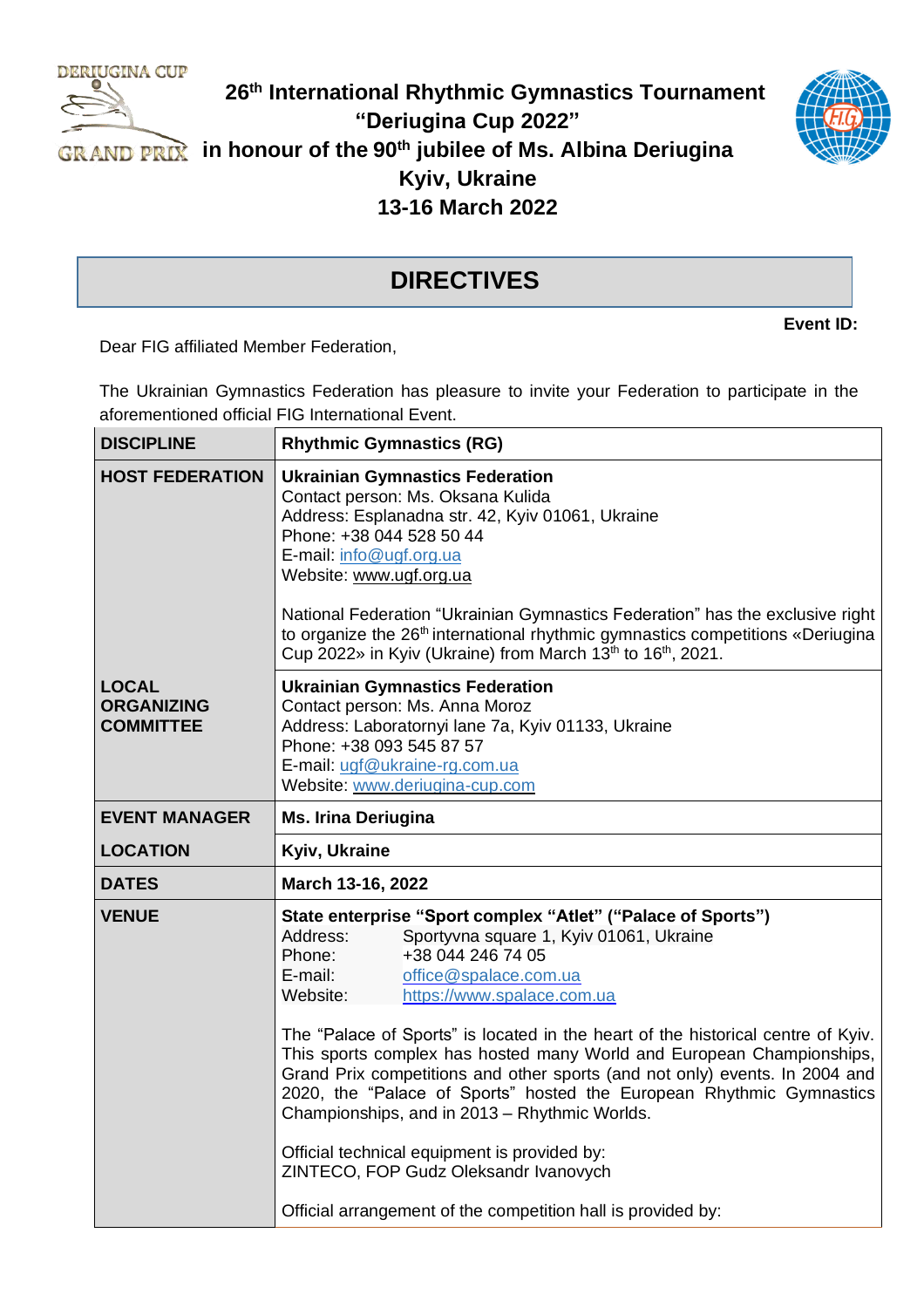# 26th International Rhythmic Gymnastics Tournament "Deriugina Cup 2022" in honour of the 90th jubilee of Ms. Albina Deriugina

**Kyiv, Ukraine**

**13-16 March 2022**

## DIRECTIVES

**Event ID:**

Dear FIG affiliated Member Federation,

The Ukrainian Gymnastics Federation has pleasure to invite your Federation to participate in the aforementioned official FIG International Event.

| | |
|---|---|
| **DISCIPLINE** | **Rhythmic Gymnastics (RG)** |
| **HOST FEDERATION** | **Ukrainian Gymnastics Federation**<br>Contact person: Ms. Oksana Kulida<br>Address: Esplanadna str. 42, Kyiv 01061, Ukraine<br>Phone: +38 044 528 50 44<br>E-mail: info@ugf.org.ua<br>Website: www.ugf.org.ua<br><br>National Federation "Ukrainian Gymnastics Federation" has the exclusive right to organize the 26th international rhythmic gymnastics competitions «Deriugina Cup 2022» in Kyiv (Ukraine) from March 13th to 16th, 2021. |
| **LOCAL ORGANIZING COMMITTEE** | **Ukrainian Gymnastics Federation**<br>Contact person: Ms. Anna Moroz<br>Address: Laboratornyi lane 7a, Kyiv 01133, Ukraine<br>Phone: +38 093 545 87 57<br>E-mail: ugf@ukraine-rg.com.ua<br>Website: www.deriugina-cup.com |
| **EVENT MANAGER** | **Ms. Irina Deriugina** |
| **LOCATION** | **Kyiv, Ukraine** |
| **DATES** | **March 13-16, 2022** |
| **VENUE** | **State enterprise "Sport complex "Atlet" ("Palace of Sports")**<br>Address: Sportyvna square 1, Kyiv 01061, Ukraine<br>Phone: +38 044 246 74 05<br>E-mail: office@spalace.com.ua<br>Website: https://www.spalace.com.ua<br><br>The "Palace of Sports" is located in the heart of the historical centre of Kyiv. This sports complex has hosted many World and European Championships, Grand Prix competitions and other sports (and not only) events. In 2004 and 2020, the "Palace of Sports" hosted the European Rhythmic Gymnastics Championships, and in 2013 – Rhythmic Worlds.<br><br>Official technical equipment is provided by:<br>ZINTECO, FOP Gudz Oleksandr Ivanovych<br><br>Official arrangement of the competition hall is provided by: |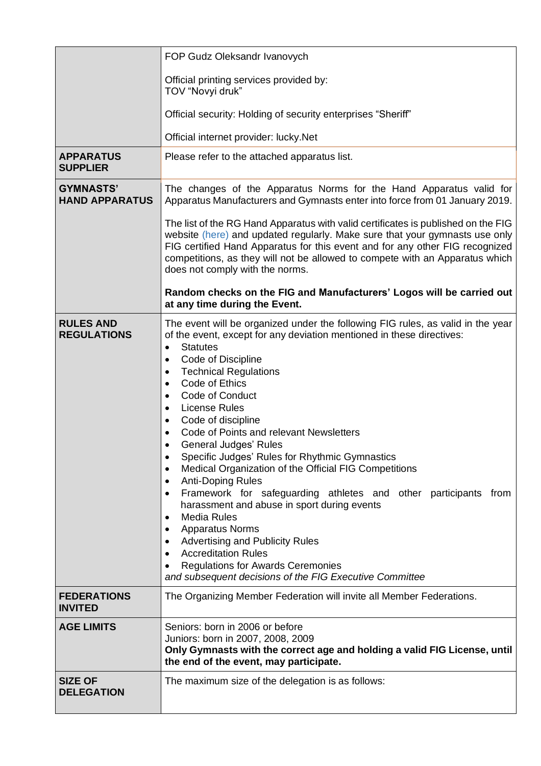| | |
|---|---|
| | FOP Gudz Oleksandr Ivanovych<br><br>Official printing services provided by:<br>TOV "Novyi druk"<br><br>Official security: Holding of security enterprises "Sheriff"<br><br>Official internet provider: lucky.Net |
| **APPARATUS SUPPLIER** | Please refer to the attached apparatus list. |
| **GYMNASTS' HAND APPARATUS** | The changes of the Apparatus Norms for the Hand Apparatus valid for Apparatus Manufacturers and Gymnasts enter into force from 01 January 2019.<br><br>The list of the RG Hand Apparatus with valid certificates is published on the FIG website (here) and updated regularly. Make sure that your gymnasts use only FIG certified Hand Apparatus for this event and for any other FIG recognized competitions, as they will not be allowed to compete with an Apparatus which does not comply with the norms.<br><br>**Random checks on the FIG and Manufacturers' Logos will be carried out at any time during the Event.** |
| **RULES AND REGULATIONS** | The event will be organized under the following FIG rules, as valid in the year of the event, except for any deviation mentioned in these directives:<br>• Statutes<br>• Code of Discipline<br>• Technical Regulations<br>• Code of Ethics<br>• Code of Conduct<br>• License Rules<br>• Code of discipline<br>• Code of Points and relevant Newsletters<br>• General Judges' Rules<br>• Specific Judges' Rules for Rhythmic Gymnastics<br>• Medical Organization of the Official FIG Competitions<br>• Anti-Doping Rules<br>• Framework for safeguarding athletes and other participants from harassment and abuse in sport during events<br>• Media Rules<br>• Apparatus Norms<br>• Advertising and Publicity Rules<br>• Accreditation Rules<br>• Regulations for Awards Ceremonies<br>*and subsequent decisions of the FIG Executive Committee* |
| **FEDERATIONS INVITED** | The Organizing Member Federation will invite all Member Federations. |
| **AGE LIMITS** | Seniors: born in 2006 or before<br>Juniors: born in 2007, 2008, 2009<br>**Only Gymnasts with the correct age and holding a valid FIG License, until the end of the event, may participate.** |
| **SIZE OF DELEGATION** | The maximum size of the delegation is as follows: |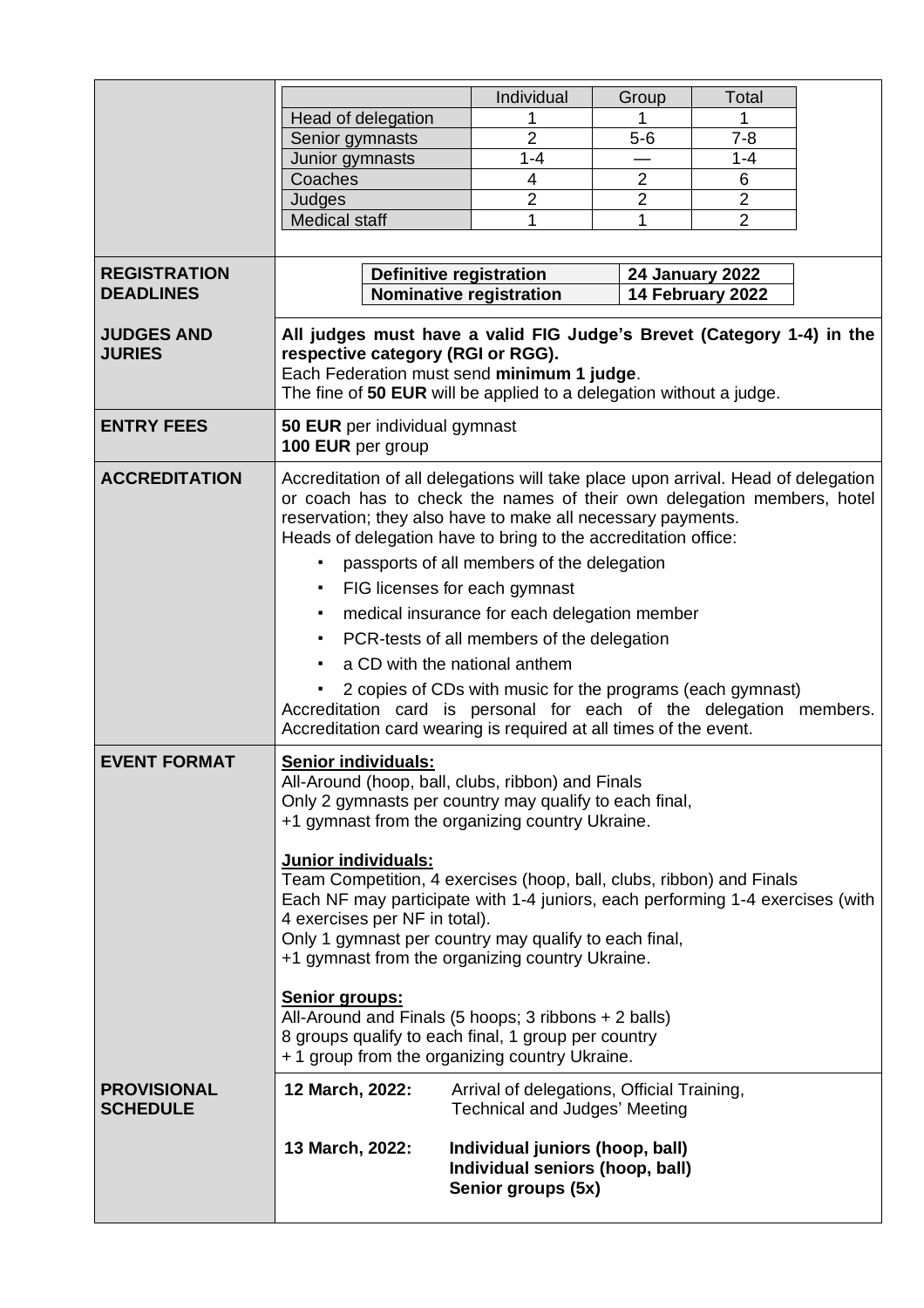| | Individual | Group | Total |
|---|---|---|---|
| Head of delegation | 1 | 1 | 1 |
| Senior gymnasts | 2 | 5-6 | 7-8 |
| Junior gymnasts | 1-4 | — | 1-4 |
| Coaches | 4 | 2 | 6 |
| Judges | 2 | 2 | 2 |
| Medical staff | 1 | 1 | 2 |

**REGISTRATION DEADLINES**

| | |
|---|---|
| **Definitive registration** | **24 January 2022** |
| **Nominative registration** | **14 February 2022** |

**JUDGES AND JURIES**

**All judges must have a valid FIG Judge's Brevet (Category 1-4) in the respective category (RGI or RGG).**
Each Federation must send **minimum 1 judge**.
The fine of **50 EUR** will be applied to a delegation without a judge.

**ENTRY FEES**

**50 EUR** per individual gymnast
**100 EUR** per group

**ACCREDITATION**

Accreditation of all delegations will take place upon arrival. Head of delegation or coach has to check the names of their own delegation members, hotel reservation; they also have to make all necessary payments.
Heads of delegation have to bring to the accreditation office:

- passports of all members of the delegation
- FIG licenses for each gymnast
- medical insurance for each delegation member
- PCR-tests of all members of the delegation
- a CD with the national anthem
- 2 copies of CDs with music for the programs (each gymnast)

Accreditation card is personal for each of the delegation members. Accreditation card wearing is required at all times of the event.

**EVENT FORMAT**

**Senior individuals:**
All-Around (hoop, ball, clubs, ribbon) and Finals
Only 2 gymnasts per country may qualify to each final,
+1 gymnast from the organizing country Ukraine.

**Junior individuals:**
Team Competition, 4 exercises (hoop, ball, clubs, ribbon) and Finals
Each NF may participate with 1-4 juniors, each performing 1-4 exercises (with 4 exercises per NF in total).
Only 1 gymnast per country may qualify to each final,
+1 gymnast from the organizing country Ukraine.

**Senior groups:**
All-Around and Finals (5 hoops; 3 ribbons + 2 balls)
8 groups qualify to each final, 1 group per country
+ 1 group from the organizing country Ukraine.

**PROVISIONAL SCHEDULE**

**12 March, 2022:** Arrival of delegations, Official Training, Technical and Judges' Meeting

**13 March, 2022:** **Individual juniors (hoop, ball)**
**Individual seniors (hoop, ball)**
**Senior groups (5x)**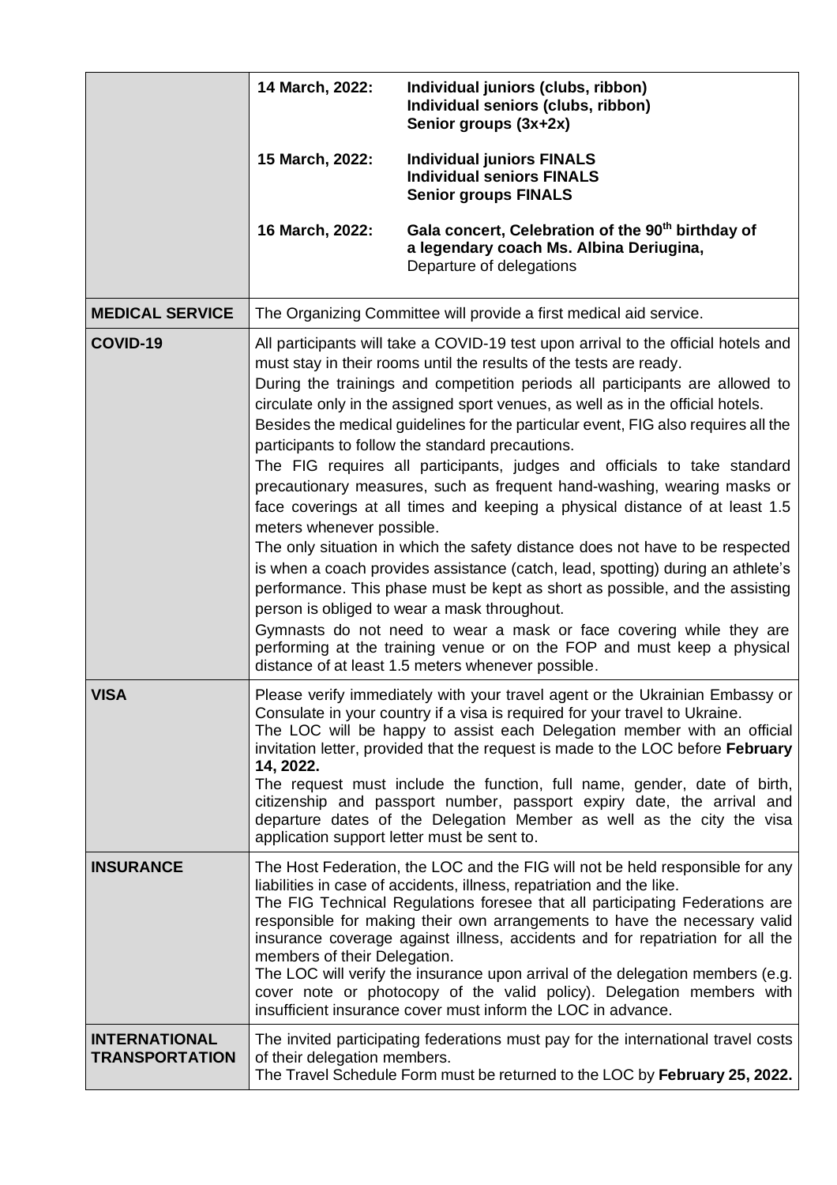| | | |
|---|---|---|
| | **14 March, 2022:** | **Individual juniors (clubs, ribbon)**<br>**Individual seniors (clubs, ribbon)**<br>**Senior groups (3x+2x)** |
| | **15 March, 2022:** | **Individual juniors FINALS**<br>**Individual seniors FINALS**<br>**Senior groups FINALS** |
| | **16 March, 2022:** | **Gala concert, Celebration of the 90th birthday of a legendary coach Ms. Albina Deriugina,**<br>Departure of delegations |
| **MEDICAL SERVICE** | The Organizing Committee will provide a first medical aid service. | |
| **COVID-19** | All participants will take a COVID-19 test upon arrival to the official hotels and must stay in their rooms until the results of the tests are ready.<br>During the trainings and competition periods all participants are allowed to circulate only in the assigned sport venues, as well as in the official hotels.<br>Besides the medical guidelines for the particular event, FIG also requires all the participants to follow the standard precautions.<br>The FIG requires all participants, judges and officials to take standard precautionary measures, such as frequent hand-washing, wearing masks or face coverings at all times and keeping a physical distance of at least 1.5 meters whenever possible.<br>The only situation in which the safety distance does not have to be respected is when a coach provides assistance (catch, lead, spotting) during an athlete's performance. This phase must be kept as short as possible, and the assisting person is obliged to wear a mask throughout.<br>Gymnasts do not need to wear a mask or face covering while they are performing at the training venue or on the FOP and must keep a physical distance of at least 1.5 meters whenever possible. | |
| **VISA** | Please verify immediately with your travel agent or the Ukrainian Embassy or Consulate in your country if a visa is required for your travel to Ukraine.<br>The LOC will be happy to assist each Delegation member with an official invitation letter, provided that the request is made to the LOC before **February 14, 2022.**<br>The request must include the function, full name, gender, date of birth, citizenship and passport number, passport expiry date, the arrival and departure dates of the Delegation Member as well as the city the visa application support letter must be sent to. | |
| **INSURANCE** | The Host Federation, the LOC and the FIG will not be held responsible for any liabilities in case of accidents, illness, repatriation and the like.<br>The FIG Technical Regulations foresee that all participating Federations are responsible for making their own arrangements to have the necessary valid insurance coverage against illness, accidents and for repatriation for all the members of their Delegation.<br>The LOC will verify the insurance upon arrival of the delegation members (e.g. cover note or photocopy of the valid policy). Delegation members with insufficient insurance cover must inform the LOC in advance. | |
| **INTERNATIONAL TRANSPORTATION** | The invited participating federations must pay for the international travel costs of their delegation members.<br>The Travel Schedule Form must be returned to the LOC by **February 25, 2022.** | |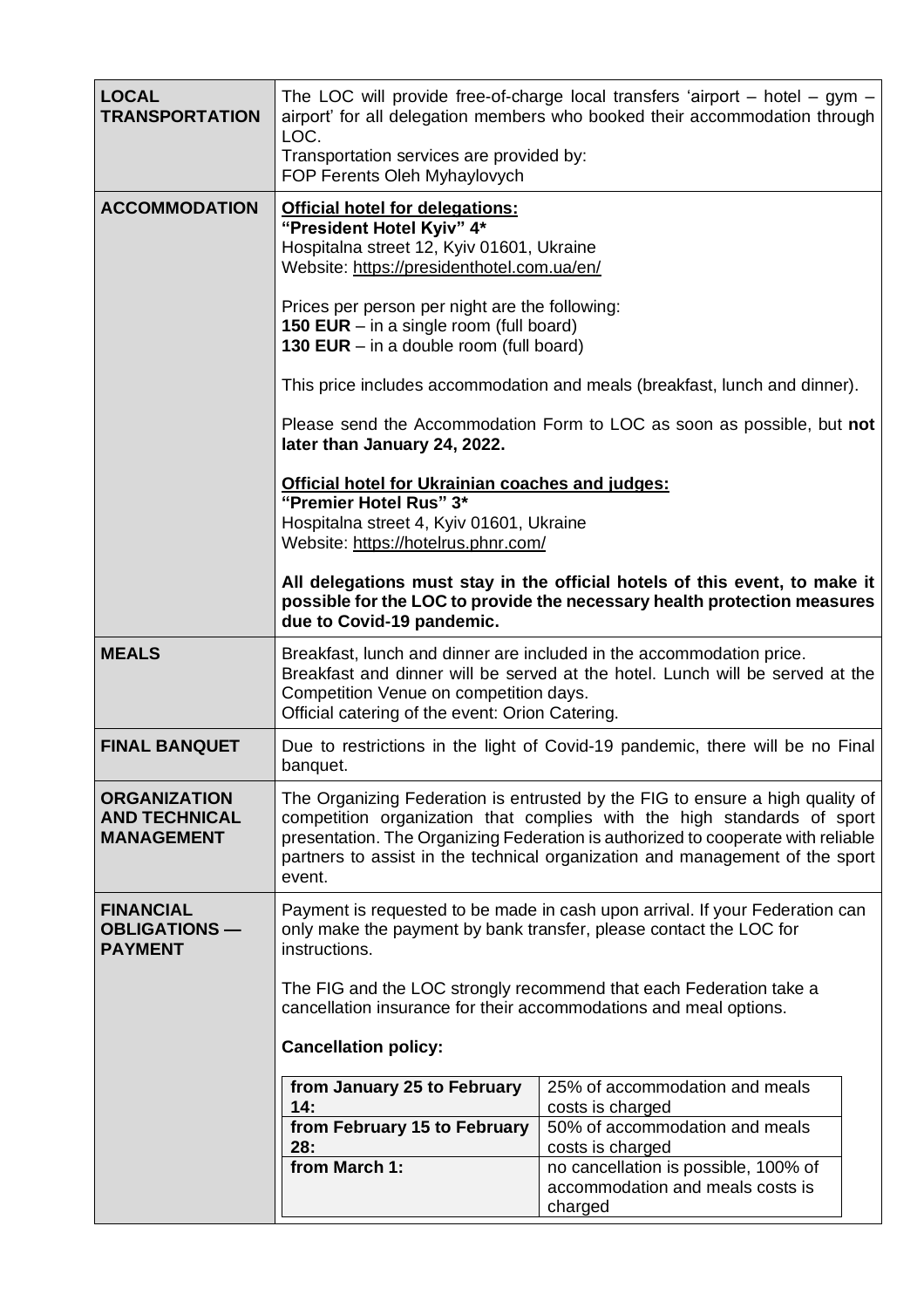| | |
|---|---|
| **LOCAL TRANSPORTATION** | The LOC will provide free-of-charge local transfers 'airport – hotel – gym – airport' for all delegation members who booked their accommodation through LOC.<br>Transportation services are provided by:<br>FOP Ferents Oleh Myhaylovych |
| **ACCOMMODATION** | <u>**Official hotel for delegations:**</u><br>**"President Hotel Kyiv" 4\***<br>Hospitalna street 12, Kyiv 01601, Ukraine<br>Website: https://presidenthotel.com.ua/en/<br><br>Prices per person per night are the following:<br>**150 EUR** – in a single room (full board)<br>**130 EUR** – in a double room (full board)<br><br>This price includes accommodation and meals (breakfast, lunch and dinner).<br><br>Please send the Accommodation Form to LOC as soon as possible, but **not later than January 24, 2022.**<br><br><u>**Official hotel for Ukrainian coaches and judges:**</u><br>**"Premier Hotel Rus" 3\***<br>Hospitalna street 4, Kyiv 01601, Ukraine<br>Website: https://hotelrus.phnr.com/<br><br>**All delegations must stay in the official hotels of this event, to make it possible for the LOC to provide the necessary health protection measures due to Covid-19 pandemic.** |
| **MEALS** | Breakfast, lunch and dinner are included in the accommodation price.<br>Breakfast and dinner will be served at the hotel. Lunch will be served at the Competition Venue on competition days.<br>Official catering of the event: Orion Catering. |
| **FINAL BANQUET** | Due to restrictions in the light of Covid-19 pandemic, there will be no Final banquet. |
| **ORGANIZATION AND TECHNICAL MANAGEMENT** | The Organizing Federation is entrusted by the FIG to ensure a high quality of competition organization that complies with the high standards of sport presentation. The Organizing Federation is authorized to cooperate with reliable partners to assist in the technical organization and management of the sport event. |
| **FINANCIAL OBLIGATIONS — PAYMENT** | Payment is requested to be made in cash upon arrival. If your Federation can only make the payment by bank transfer, please contact the LOC for instructions.<br><br>The FIG and the LOC strongly recommend that each Federation take a cancellation insurance for their accommodations and meal options.<br><br>**Cancellation policy:**<br><br>**from January 25 to February 14:** 25% of accommodation and meals costs is charged<br>**from February 15 to February 28:** 50% of accommodation and meals costs is charged<br>**from March 1:** no cancellation is possible, 100% of accommodation and meals costs is charged |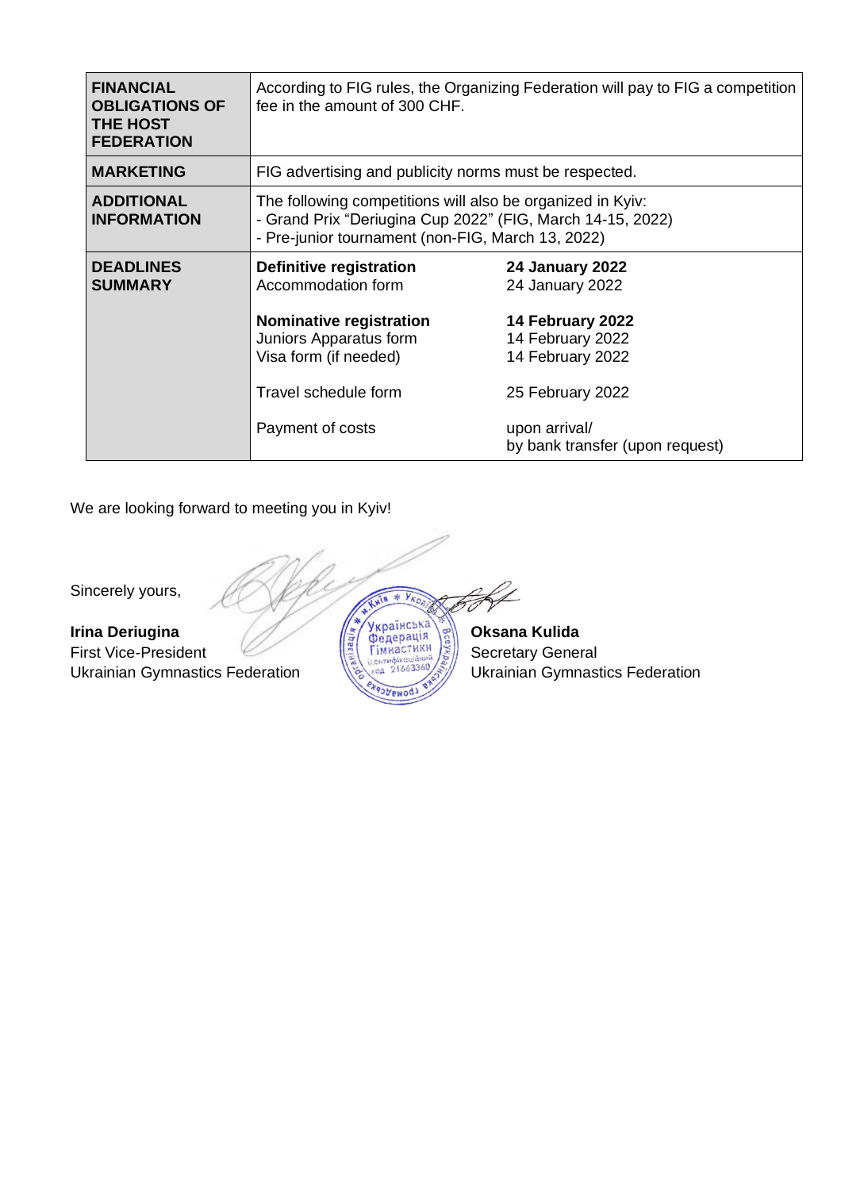| | | |
|---|---|---|
| **FINANCIAL OBLIGATIONS OF THE HOST FEDERATION** | According to FIG rules, the Organizing Federation will pay to FIG a competition fee in the amount of 300 CHF. | |
| **MARKETING** | FIG advertising and publicity norms must be respected. | |
| **ADDITIONAL INFORMATION** | The following competitions will also be organized in Kyiv:<br>- Grand Prix "Deriugina Cup 2022" (FIG, March 14-15, 2022)<br>- Pre-junior tournament (non-FIG, March 13, 2022) | |
| **DEADLINES SUMMARY** | **Definitive registration**<br>Accommodation form | **24 January 2022**<br>24 January 2022 |
| | **Nominative registration**<br>Juniors Apparatus form<br>Visa form (if needed) | **14 February 2022**<br>14 February 2022<br>14 February 2022 |
| | Travel schedule form | 25 February 2022 |
| | Payment of costs | upon arrival/<br>by bank transfer (upon request) |

We are looking forward to meeting you in Kyiv!

Sincerely yours,

**Irina Deriugina**
First Vice-President
Ukrainian Gymnastics Federation

**Oksana Kulida**
Secretary General
Ukrainian Gymnastics Federation